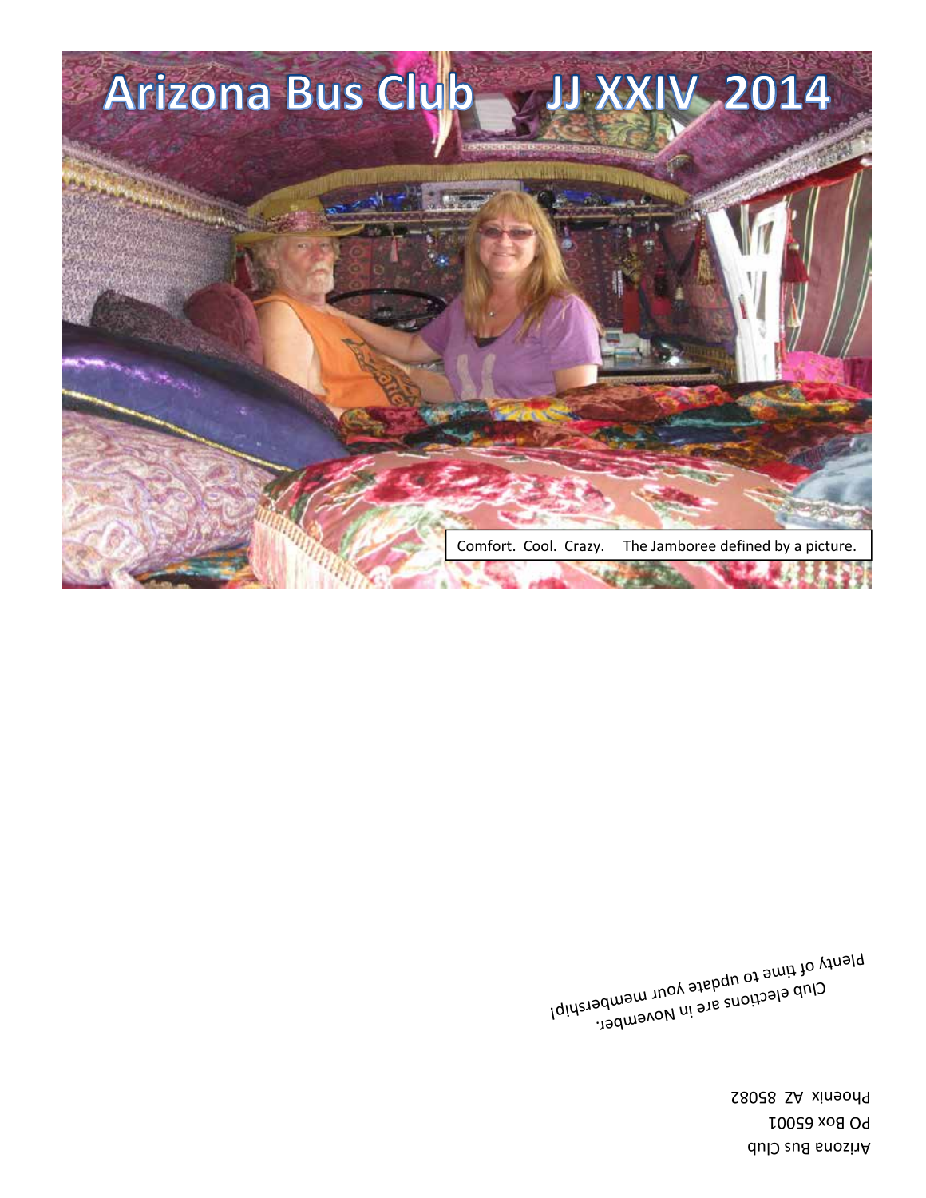# Arizona Bus Club JJ XXIV 2014

Comfort. Cool. Crazy. The Jamboree defined by a picture.

Plenty of time to update your membership!
Club elections are in November.

Arizona Bus Club
PO Box 65001
Phoenix AZ 85082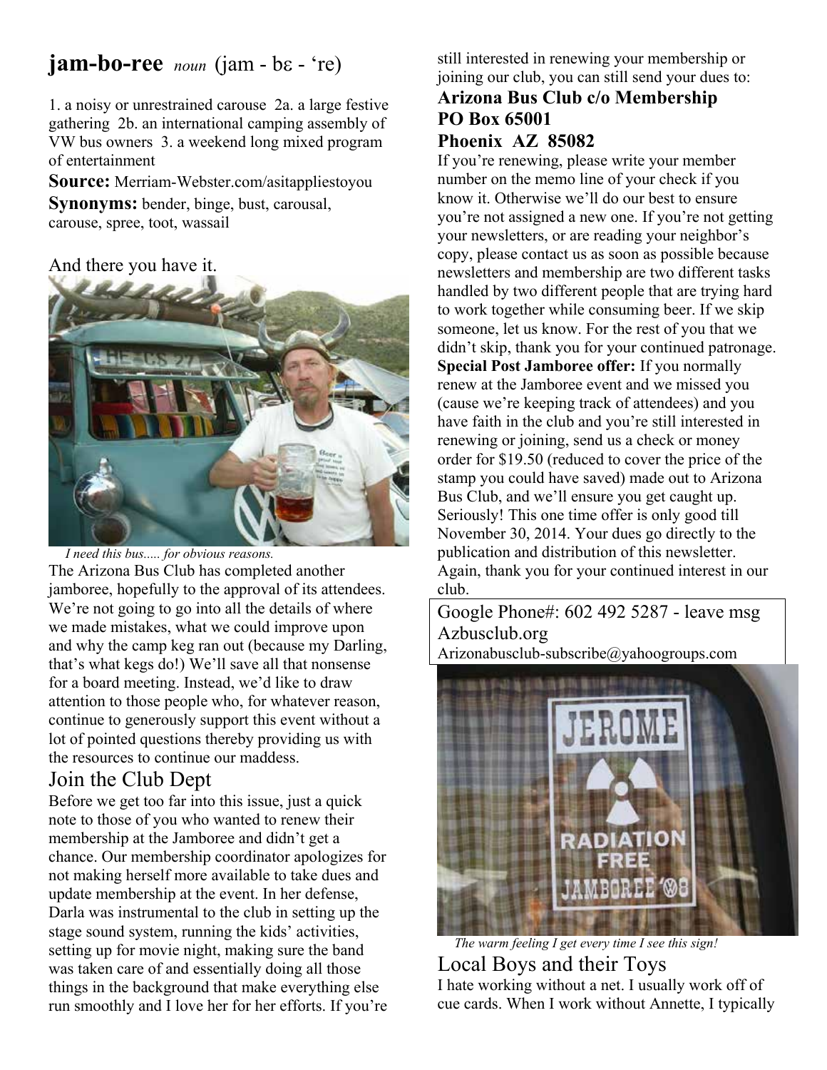## jam-bo-ree *noun* (jam - bɛ - 're)

1. a noisy or unrestrained carouse 2a. a large festive gathering 2b. an international camping assembly of VW bus owners 3. a weekend long mixed program of entertainment

**Source:** Merriam-Webster.com/asitappliestoyou

**Synonyms:** bender, binge, bust, carousal, carouse, spree, toot, wassail

And there you have it.

*I need this bus..... for obvious reasons.*

The Arizona Bus Club has completed another jamboree, hopefully to the approval of its attendees. We're not going to go into all the details of where we made mistakes, what we could improve upon and why the camp keg ran out (because my Darling, that's what kegs do!) We'll save all that nonsense for a board meeting. Instead, we'd like to draw attention to those people who, for whatever reason, continue to generously support this event without a lot of pointed questions thereby providing us with the resources to continue our maddess.

## Join the Club Dept

Before we get too far into this issue, just a quick note to those of you who wanted to renew their membership at the Jamboree and didn't get a chance. Our membership coordinator apologizes for not making herself more available to take dues and update membership at the event. In her defense, Darla was instrumental to the club in setting up the stage sound system, running the kids' activities, setting up for movie night, making sure the band was taken care of and essentially doing all those things in the background that make everything else run smoothly and I love her for her efforts. If you're still interested in renewing your membership or joining our club, you can still send your dues to:

**Arizona Bus Club c/o Membership**
**PO Box 65001**
**Phoenix AZ 85082**

If you're renewing, please write your member number on the memo line of your check if you know it. Otherwise we'll do our best to ensure you're not assigned a new one. If you're not getting your newsletters, or are reading your neighbor's copy, please contact us as soon as possible because newsletters and membership are two different tasks handled by two different people that are trying hard to work together while consuming beer. If we skip someone, let us know. For the rest of you that we didn't skip, thank you for your continued patronage.

**Special Post Jamboree offer:** If you normally renew at the Jamboree event and we missed you (cause we're keeping track of attendees) and you have faith in the club and you're still interested in renewing or joining, send us a check or money order for $19.50 (reduced to cover the price of the stamp you could have saved) made out to Arizona Bus Club, and we'll ensure you get caught up. Seriously! This one time offer is only good till November 30, 2014. Your dues go directly to the publication and distribution of this newsletter. Again, thank you for your continued interest in our club.

Google Phone#: 602 492 5287 - leave msg
Azbusclub.org
Arizonabusclub-subscribe@yahoogroups.com

*The warm feeling I get every time I see this sign!*

## Local Boys and their Toys

I hate working without a net. I usually work off of cue cards. When I work without Annette, I typically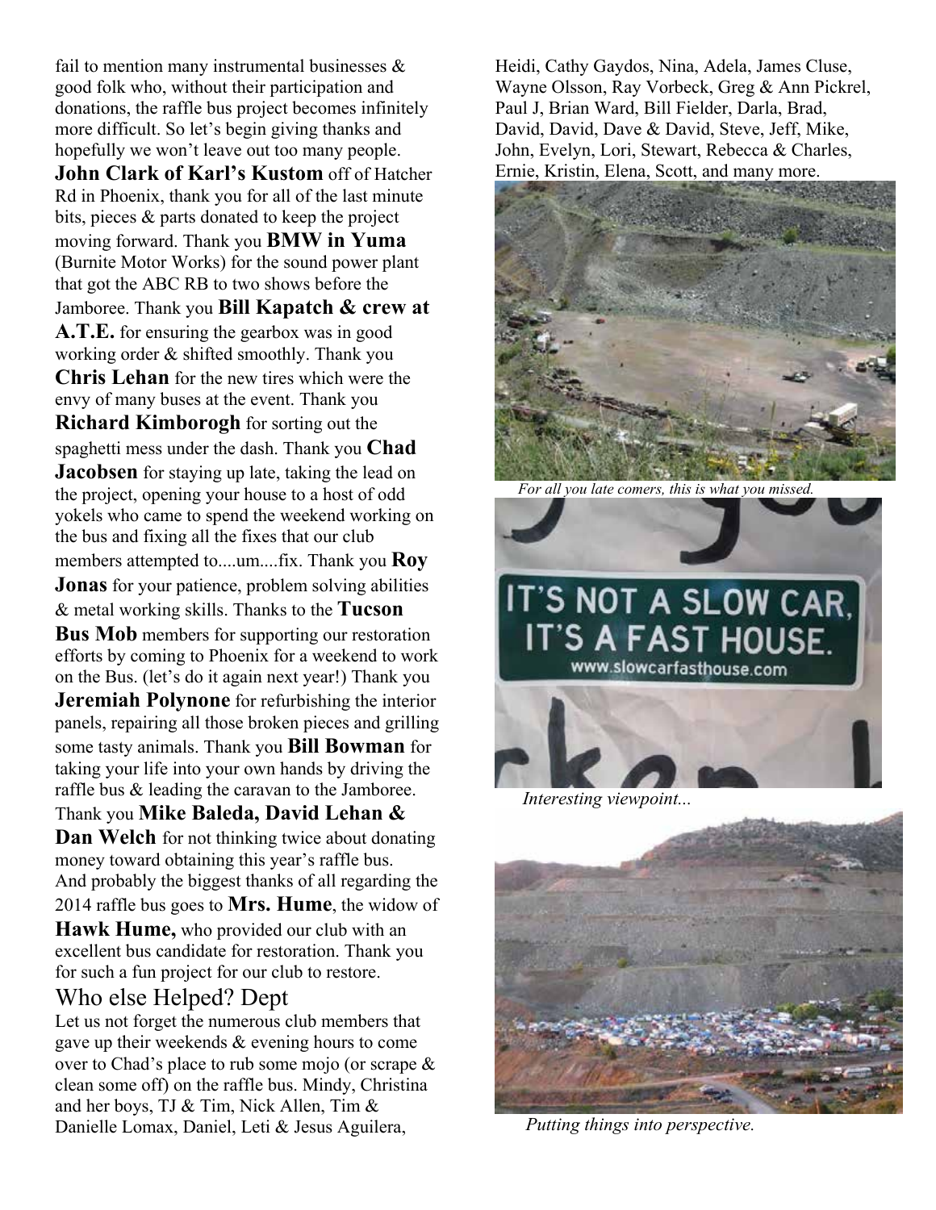fail to mention many instrumental businesses & good folk who, without their participation and donations, the raffle bus project becomes infinitely more difficult. So let's begin giving thanks and hopefully we won't leave out too many people.

**John Clark of Karl's Kustom** off of Hatcher Rd in Phoenix, thank you for all of the last minute bits, pieces & parts donated to keep the project moving forward. Thank you **BMW in Yuma** (Burnite Motor Works) for the sound power plant that got the ABC RB to two shows before the Jamboree. Thank you **Bill Kapatch & crew at A.T.E.** for ensuring the gearbox was in good working order & shifted smoothly. Thank you **Chris Lehan** for the new tires which were the envy of many buses at the event. Thank you **Richard Kimborogh** for sorting out the spaghetti mess under the dash. Thank you **Chad Jacobsen** for staying up late, taking the lead on the project, opening your house to a host of odd yokels who came to spend the weekend working on the bus and fixing all the fixes that our club members attempted to....um....fix. Thank you **Roy Jonas** for your patience, problem solving abilities & metal working skills. Thanks to the **Tucson Bus Mob** members for supporting our restoration efforts by coming to Phoenix for a weekend to work on the Bus. (let's do it again next year!) Thank you **Jeremiah Polynone** for refurbishing the interior panels, repairing all those broken pieces and grilling some tasty animals. Thank you **Bill Bowman** for taking your life into your own hands by driving the raffle bus & leading the caravan to the Jamboree. Thank you **Mike Baleda, David Lehan & Dan Welch** for not thinking twice about donating money toward obtaining this year's raffle bus. And probably the biggest thanks of all regarding the 2014 raffle bus goes to **Mrs. Hume**, the widow of **Hawk Hume,** who provided our club with an excellent bus candidate for restoration. Thank you for such a fun project for our club to restore.

## Who else Helped? Dept

Let us not forget the numerous club members that gave up their weekends & evening hours to come over to Chad's place to rub some mojo (or scrape & clean some off) on the raffle bus. Mindy, Christina and her boys, TJ & Tim, Nick Allen, Tim & Danielle Lomax, Daniel, Leti & Jesus Aguilera, Heidi, Cathy Gaydos, Nina, Adela, James Cluse, Wayne Olsson, Ray Vorbeck, Greg & Ann Pickrel, Paul J, Brian Ward, Bill Fielder, Darla, Brad, David, David, Dave & David, Steve, Jeff, Mike, John, Evelyn, Lori, Stewart, Rebecca & Charles, Ernie, Kristin, Elena, Scott, and many more.

*For all you late comers, this is what you missed.*

*Interesting viewpoint...*

*Putting things into perspective.*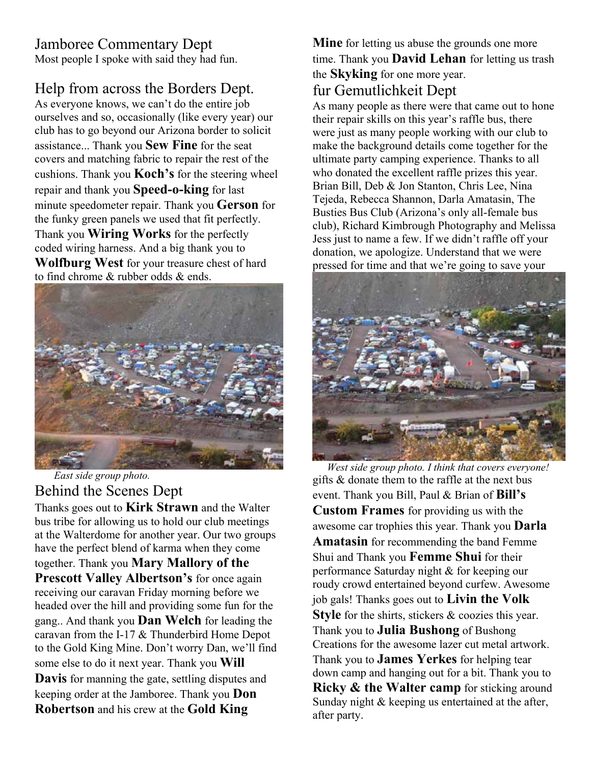## Jamboree Commentary Dept

Most people I spoke with said they had fun.

## Help from across the Borders Dept.

As everyone knows, we can't do the entire job ourselves and so, occasionally (like every year) our club has to go beyond our Arizona border to solicit assistance... Thank you **Sew Fine** for the seat covers and matching fabric to repair the rest of the cushions. Thank you **Koch's** for the steering wheel repair and thank you **Speed-o-king** for last minute speedometer repair. Thank you **Gerson** for the funky green panels we used that fit perfectly. Thank you **Wiring Works** for the perfectly coded wiring harness. And a big thank you to **Wolfburg West** for your treasure chest of hard to find chrome & rubber odds & ends.

*East side group photo.*

## Behind the Scenes Dept

Thanks goes out to **Kirk Strawn** and the Walter bus tribe for allowing us to hold our club meetings at the Walterdome for another year. Our two groups have the perfect blend of karma when they come together. Thank you **Mary Mallory of the Prescott Valley Albertson's** for once again receiving our caravan Friday morning before we headed over the hill and providing some fun for the gang.. And thank you **Dan Welch** for leading the caravan from the I-17 & Thunderbird Home Depot to the Gold King Mine. Don't worry Dan, we'll find some else to do it next year. Thank you **Will Davis** for manning the gate, settling disputes and keeping order at the Jamboree. Thank you **Don Robertson** and his crew at the **Gold King Mine** for letting us abuse the grounds one more time. Thank you **David Lehan** for letting us trash the **Skyking** for one more year.

## fur Gemutlichkeit Dept

As many people as there were that came out to hone their repair skills on this year's raffle bus, there were just as many people working with our club to make the background details come together for the ultimate party camping experience. Thanks to all who donated the excellent raffle prizes this year. Brian Bill, Deb & Jon Stanton, Chris Lee, Nina Tejeda, Rebecca Shannon, Darla Amatasin, The Busties Bus Club (Arizona's only all-female bus club), Richard Kimbrough Photography and Melissa Jess just to name a few. If we didn't raffle off your donation, we apologize. Understand that we were pressed for time and that we're going to save your gifts & donate them to the raffle at the next bus event. Thank you Bill, Paul & Brian of **Bill's Custom Frames** for providing us with the awesome car trophies this year. Thank you **Darla Amatasin** for recommending the band Femme Shui and Thank you **Femme Shui** for their performance Saturday night & for keeping our roudy crowd entertained beyond curfew. Awesome job gals! Thanks goes out to **Livin the Volk Style** for the shirts, stickers & coozies this year. Thank you to **Julia Bushong** of Bushong Creations for the awesome lazer cut metal artwork. Thank you to **James Yerkes** for helping tear down camp and hanging out for a bit. Thank you to **Ricky & the Walter camp** for sticking around Sunday night & keeping us entertained at the after, after party.

*West side group photo. I think that covers everyone!*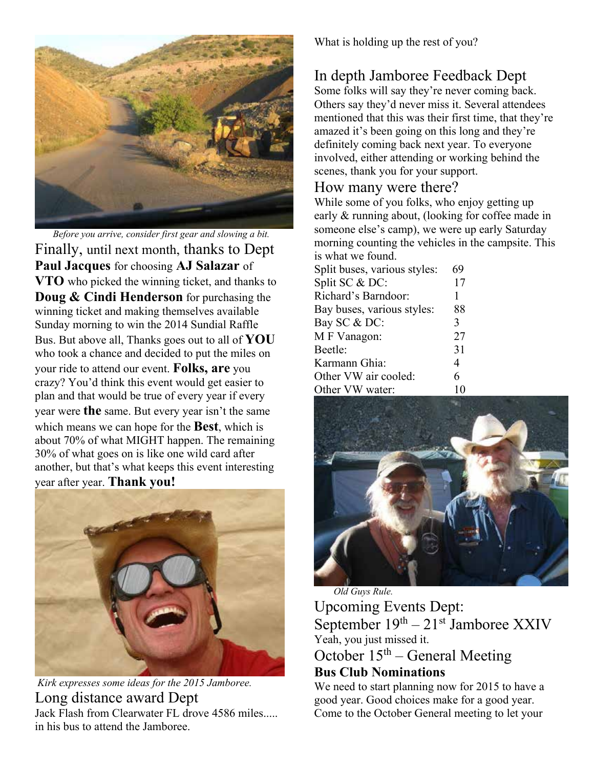*Before you arrive, consider first gear and slowing a bit.*

Finally, until next month, thanks to Dept **Paul Jacques** for choosing **AJ Salazar** of **VTO** who picked the winning ticket, and thanks to **Doug & Cindi Henderson** for purchasing the winning ticket and making themselves available Sunday morning to win the 2014 Sundial Raffle Bus. But above all, Thanks goes out to all of **YOU** who took a chance and decided to put the miles on your ride to attend our event. **Folks, are** you crazy? You'd think this event would get easier to plan and that would be true of every year if every year were **the** same. But every year isn't the same which means we can hope for the **Best**, which is about 70% of what MIGHT happen. The remaining 30% of what goes on is like one wild card after another, but that's what keeps this event interesting year after year. **Thank you!**

*Kirk expresses some ideas for the 2015 Jamboree.*

## Long distance award Dept

Jack Flash from Clearwater FL drove 4586 miles..... in his bus to attend the Jamboree.

What is holding up the rest of you?

## In depth Jamboree Feedback Dept

Some folks will say they're never coming back. Others say they'd never miss it. Several attendees mentioned that this was their first time, that they're amazed it's been going on this long and they're definitely coming back next year. To everyone involved, either attending or working behind the scenes, thank you for your support.

## How many were there?

While some of you folks, who enjoy getting up early & running about, (looking for coffee made in someone else's camp), we were up early Saturday morning counting the vehicles in the campsite. This is what we found.

| | |
|---|---|
| Split buses, various styles: | 69 |
| Split SC & DC: | 17 |
| Richard's Barndoor: | 1 |
| Bay buses, various styles: | 88 |
| Bay SC & DC: | 3 |
| M F Vanagon: | 27 |
| Beetle: | 31 |
| Karmann Ghia: | 4 |
| Other VW air cooled: | 6 |
| Other VW water: | 10 |

*Old Guys Rule.*

## Upcoming Events Dept:

## September 19th – 21st Jamboree XXIV

Yeah, you just missed it.

## October 15th – General Meeting

**Bus Club Nominations**

We need to start planning now for 2015 to have a good year. Good choices make for a good year. Come to the October General meeting to let your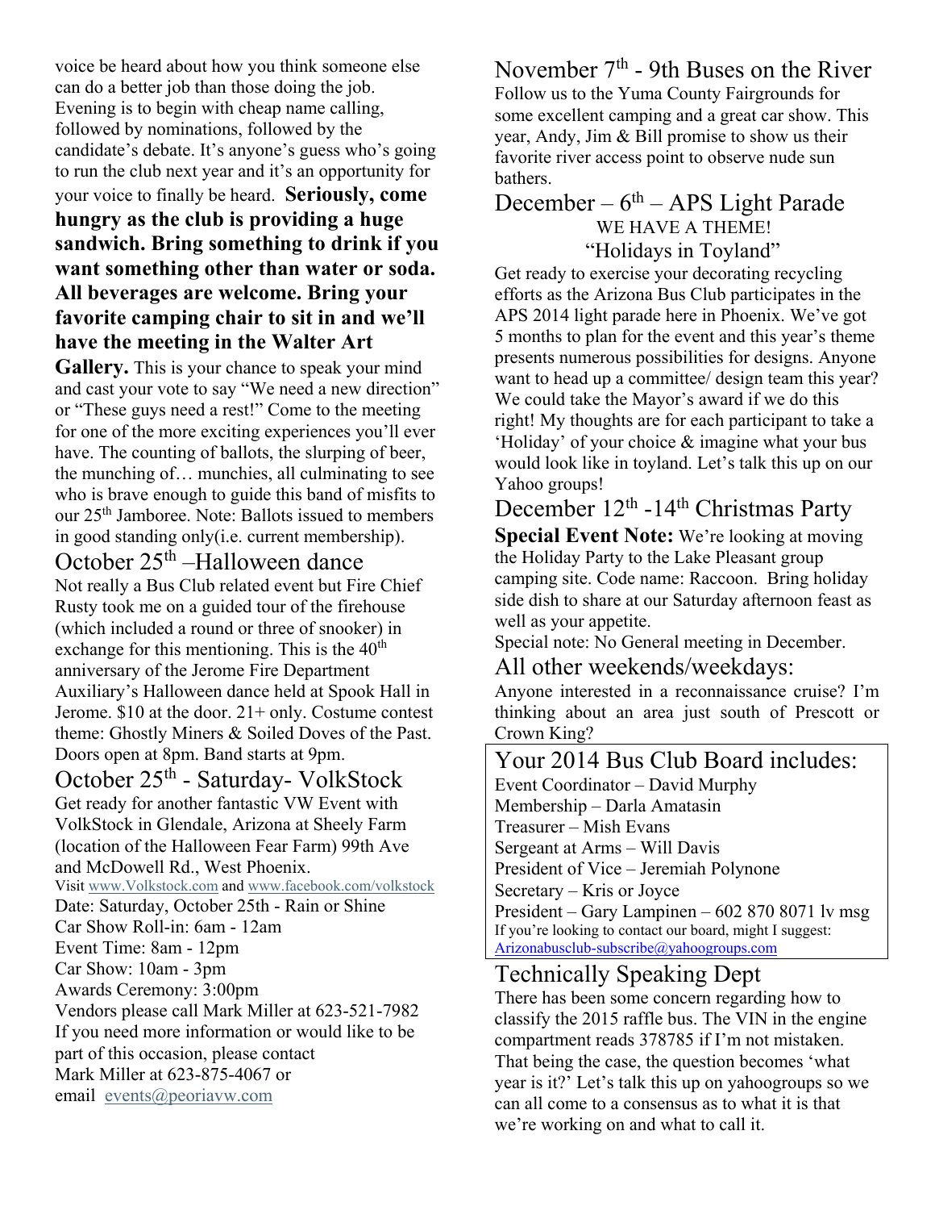voice be heard about how you think someone else can do a better job than those doing the job. Evening is to begin with cheap name calling, followed by nominations, followed by the candidate's debate. It's anyone's guess who's going to run the club next year and it's an opportunity for your voice to finally be heard. **Seriously, come hungry as the club is providing a huge sandwich. Bring something to drink if you want something other than water or soda. All beverages are welcome. Bring your favorite camping chair to sit in and we'll have the meeting in the Walter Art Gallery.** This is your chance to speak your mind and cast your vote to say "We need a new direction" or "These guys need a rest!" Come to the meeting for one of the more exciting experiences you'll ever have. The counting of ballots, the slurping of beer, the munching of… munchies, all culminating to see who is brave enough to guide this band of misfits to our 25th Jamboree. Note: Ballots issued to members in good standing only(i.e. current membership).

## October 25th –Halloween dance

Not really a Bus Club related event but Fire Chief Rusty took me on a guided tour of the firehouse (which included a round or three of snooker) in exchange for this mentioning. This is the 40th anniversary of the Jerome Fire Department Auxiliary's Halloween dance held at Spook Hall in Jerome. $10 at the door. 21+ only. Costume contest theme: Ghostly Miners & Soiled Doves of the Past. Doors open at 8pm. Band starts at 9pm.

## October 25th - Saturday- VolkStock

Get ready for another fantastic VW Event with VolkStock in Glendale, Arizona at Sheely Farm (location of the Halloween Fear Farm) 99th Ave and McDowell Rd., West Phoenix.

Visit www.Volkstock.com and www.facebook.com/volkstock

Date: Saturday, October 25th - Rain or Shine
Car Show Roll-in: 6am - 12am
Event Time: 8am - 12pm
Car Show: 10am - 3pm
Awards Ceremony: 3:00pm
Vendors please call Mark Miller at 623-521-7982
If you need more information or would like to be part of this occasion, please contact
Mark Miller at 623-875-4067 or
email events@peoriavw.com

## November 7th - 9th Buses on the River

Follow us to the Yuma County Fairgrounds for some excellent camping and a great car show. This year, Andy, Jim & Bill promise to show us their favorite river access point to observe nude sun bathers.

## December – 6th – APS Light Parade

WE HAVE A THEME!

"Holidays in Toyland"

Get ready to exercise your decorating recycling efforts as the Arizona Bus Club participates in the APS 2014 light parade here in Phoenix. We've got 5 months to plan for the event and this year's theme presents numerous possibilities for designs. Anyone want to head up a committee/ design team this year? We could take the Mayor's award if we do this right! My thoughts are for each participant to take a 'Holiday' of your choice & imagine what your bus would look like in toyland. Let's talk this up on our Yahoo groups!

## December 12th -14th Christmas Party

**Special Event Note:** We're looking at moving the Holiday Party to the Lake Pleasant group camping site. Code name: Raccoon. Bring holiday side dish to share at our Saturday afternoon feast as well as your appetite.

Special note: No General meeting in December.

## All other weekends/weekdays:

Anyone interested in a reconnaissance cruise? I'm thinking about an area just south of Prescott or Crown King?

## Your 2014 Bus Club Board includes:

Event Coordinator – David Murphy
Membership – Darla Amatasin
Treasurer – Mish Evans
Sergeant at Arms – Will Davis
President of Vice – Jeremiah Polynone
Secretary – Kris or Joyce
President – Gary Lampinen – 602 870 8071 lv msg
If you're looking to contact our board, might I suggest:
Arizonabusclub-subscribe@yahoogroups.com

## Technically Speaking Dept

There has been some concern regarding how to classify the 2015 raffle bus. The VIN in the engine compartment reads 378785 if I'm not mistaken. That being the case, the question becomes 'what year is it?' Let's talk this up on yahoogroups so we can all come to a consensus as to what it is that we're working on and what to call it.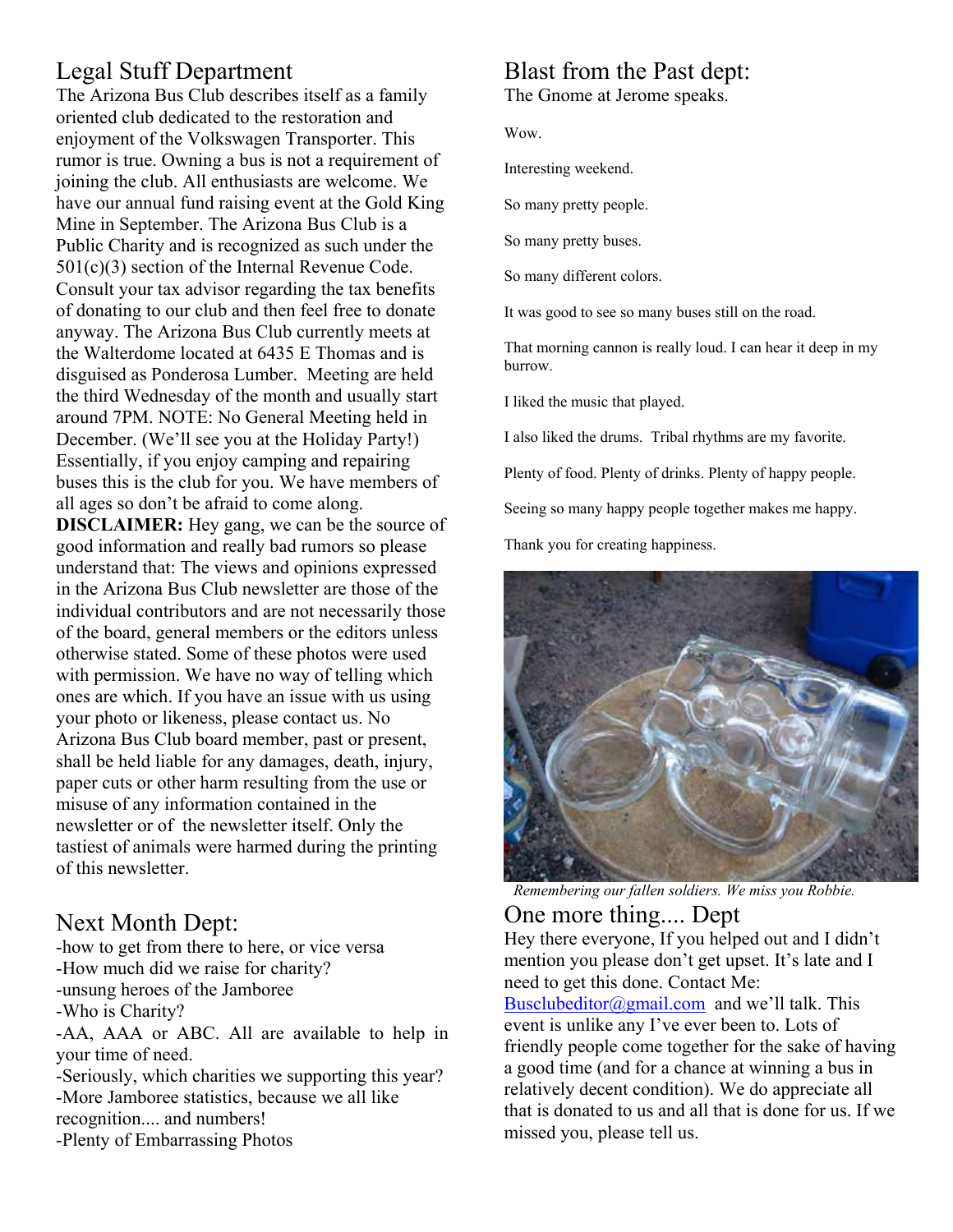## Legal Stuff Department

The Arizona Bus Club describes itself as a family oriented club dedicated to the restoration and enjoyment of the Volkswagen Transporter. This rumor is true. Owning a bus is not a requirement of joining the club. All enthusiasts are welcome. We have our annual fund raising event at the Gold King Mine in September. The Arizona Bus Club is a Public Charity and is recognized as such under the 501(c)(3) section of the Internal Revenue Code. Consult your tax advisor regarding the tax benefits of donating to our club and then feel free to donate anyway. The Arizona Bus Club currently meets at the Walterdome located at 6435 E Thomas and is disguised as Ponderosa Lumber. Meeting are held the third Wednesday of the month and usually start around 7PM. NOTE: No General Meeting held in December. (We'll see you at the Holiday Party!) Essentially, if you enjoy camping and repairing buses this is the club for you. We have members of all ages so don't be afraid to come along.

**DISCLAIMER:** Hey gang, we can be the source of good information and really bad rumors so please understand that: The views and opinions expressed in the Arizona Bus Club newsletter are those of the individual contributors and are not necessarily those of the board, general members or the editors unless otherwise stated. Some of these photos were used with permission. We have no way of telling which ones are which. If you have an issue with us using your photo or likeness, please contact us. No Arizona Bus Club board member, past or present, shall be held liable for any damages, death, injury, paper cuts or other harm resulting from the use or misuse of any information contained in the newsletter or of the newsletter itself. Only the tastiest of animals were harmed during the printing of this newsletter.

## Next Month Dept:

- how to get from there to here, or vice versa
- How much did we raise for charity?
- unsung heroes of the Jamboree
- Who is Charity?
- AA, AAA or ABC. All are available to help in your time of need.
- Seriously, which charities we supporting this year?
- More Jamboree statistics, because we all like recognition.... and numbers!
- Plenty of Embarrassing Photos

## Blast from the Past dept:

The Gnome at Jerome speaks.

Wow.

Interesting weekend.

So many pretty people.

So many pretty buses.

So many different colors.

It was good to see so many buses still on the road.

That morning cannon is really loud. I can hear it deep in my burrow.

I liked the music that played.

I also liked the drums. Tribal rhythms are my favorite.

Plenty of food. Plenty of drinks. Plenty of happy people.

Seeing so many happy people together makes me happy.

Thank you for creating happiness.

*Remembering our fallen soldiers. We miss you Robbie.*

## One more thing.... Dept

Hey there everyone, If you helped out and I didn't mention you please don't get upset. It's late and I need to get this done. Contact Me: Busclubeditor@gmail.com and we'll talk. This event is unlike any I've ever been to. Lots of friendly people come together for the sake of having a good time (and for a chance at winning a bus in relatively decent condition). We do appreciate all that is donated to us and all that is done for us. If we missed you, please tell us.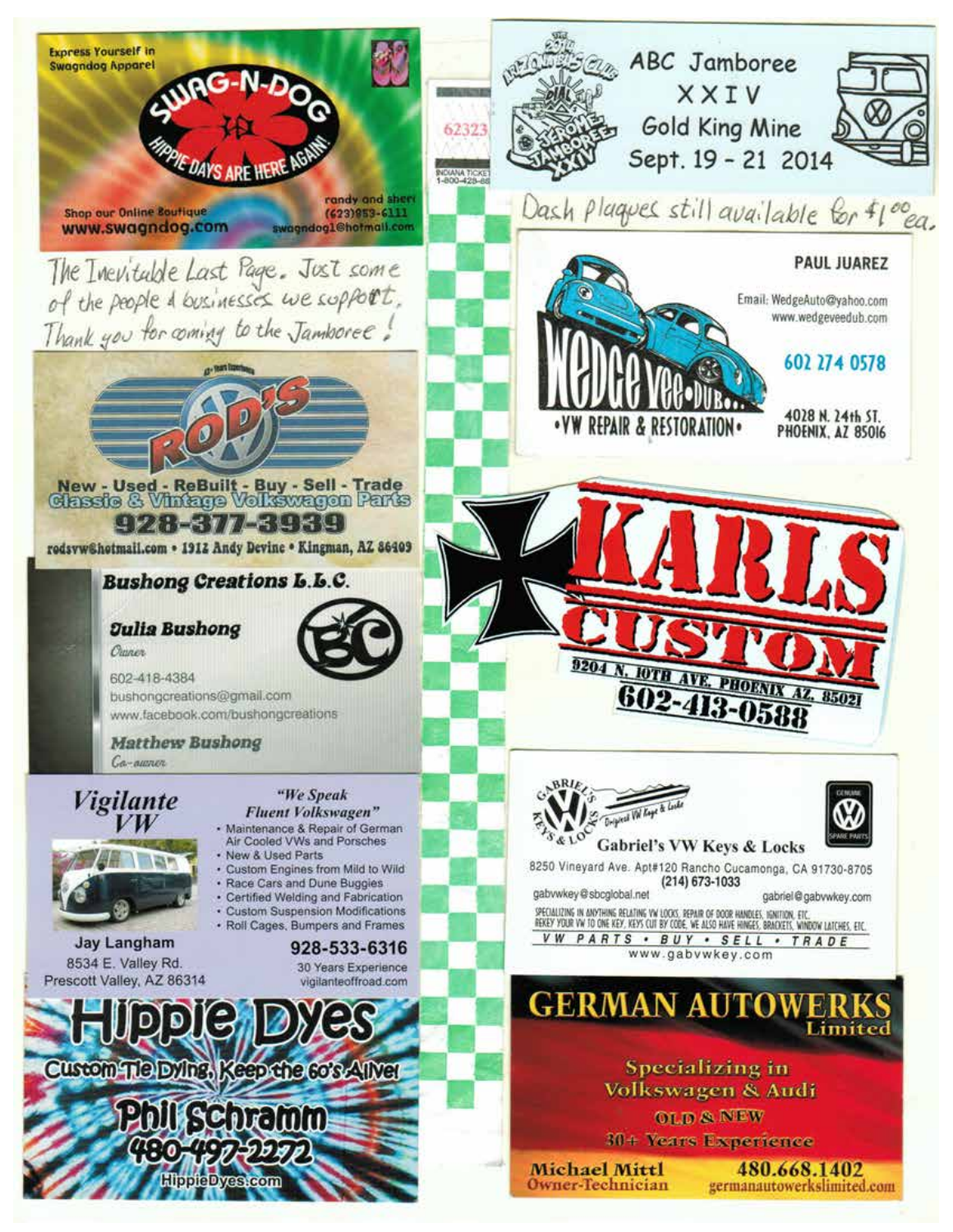**Express Yourself in Swagndog Apparel**

**SWAG-N-DOG**

HIPPIE DAYS ARE HERE AGAIN!

Shop our Online Boutique
www.swagndog.com

randy and sheri
(623)853-6111
swagndog1@hotmail.com

The Inevitable Last Page. Just some of the people & businesses we support. Thank you for coming to the Jamboree!

**ROD'S**

New - Used - ReBuilt - Buy - Sell - Trade
Classic & Vintage Volkswagen Parts
928-377-3939
rodsvw@hotmail.com • 1912 Andy Devine • Kingman, AZ 86409

**Bushong Creations L.L.C.**

Julia Bushong
Owner

602-418-4384
bushongcreations@gmail.com
www.facebook.com/bushongcreations

Matthew Bushong
Co-owner

**Vigilante VW**

*"We Speak Fluent Volkswagen"*

- Maintenance & Repair of German Air Cooled VWs and Porsches
- New & Used Parts
- Custom Engines from Mild to Wild
- Race Cars and Dune Buggies
- Certified Welding and Fabrication
- Custom Suspension Modifications
- Roll Cages, Bumpers and Frames

Jay Langham
8534 E. Valley Rd.
Prescott Valley, AZ 86314

928-533-6316
30 Years Experience
vigilanteoffroad.com

**Hippie Dyes**

Custom Tie Dying, Keep the 60's Alive!

Phil Schramm
480-497-2272
HippieDyes.com

62323
INDIANA TICKET
1-800-428-88

**ABC Jamboree XXIV**
Gold King Mine
Sept. 19 - 21 2014

Dash plaques still available for $1.00 ea.

**PAUL JUAREZ**

Email: WedgeAuto@yahoo.com
www.wedgeveedub.com

602 274 0578

**Wedge Vee-Dub**
• VW REPAIR & RESTORATION •

4028 N. 24th ST.
PHOENIX, AZ 85016

**KARLS CUSTOM**

9204 N. 10TH AVE. PHOENIX AZ. 85021
602-413-0588

**Gabriel's VW Keys & Locks**

8250 Vineyard Ave. Apt#120 Rancho Cucamonga, CA 91730-8705
(214) 673-1033
gabvwkey@sbcglobal.net
gabriel@gabvwkey.com

SPECIALIZING IN ANYTHING RELATING VW LOCKS, REPAIR OF DOOR HANDLES, IGNITION, ETC. REKEY YOUR VW TO ONE KEY, KEYS CUT BY CODE, WE ALSO HAVE HINGES, BRACKETS, WINDOW LATCHES, ETC.

VW PARTS • BUY • SELL • TRADE
www.gabvwkey.com

**GERMAN AUTOWERKS Limited**

Specializing in Volkswagen & Audi
OLD & NEW
30+ Years Experience

Michael Mittl
Owner-Technician

480.668.1402
germanautowerkslimited.com